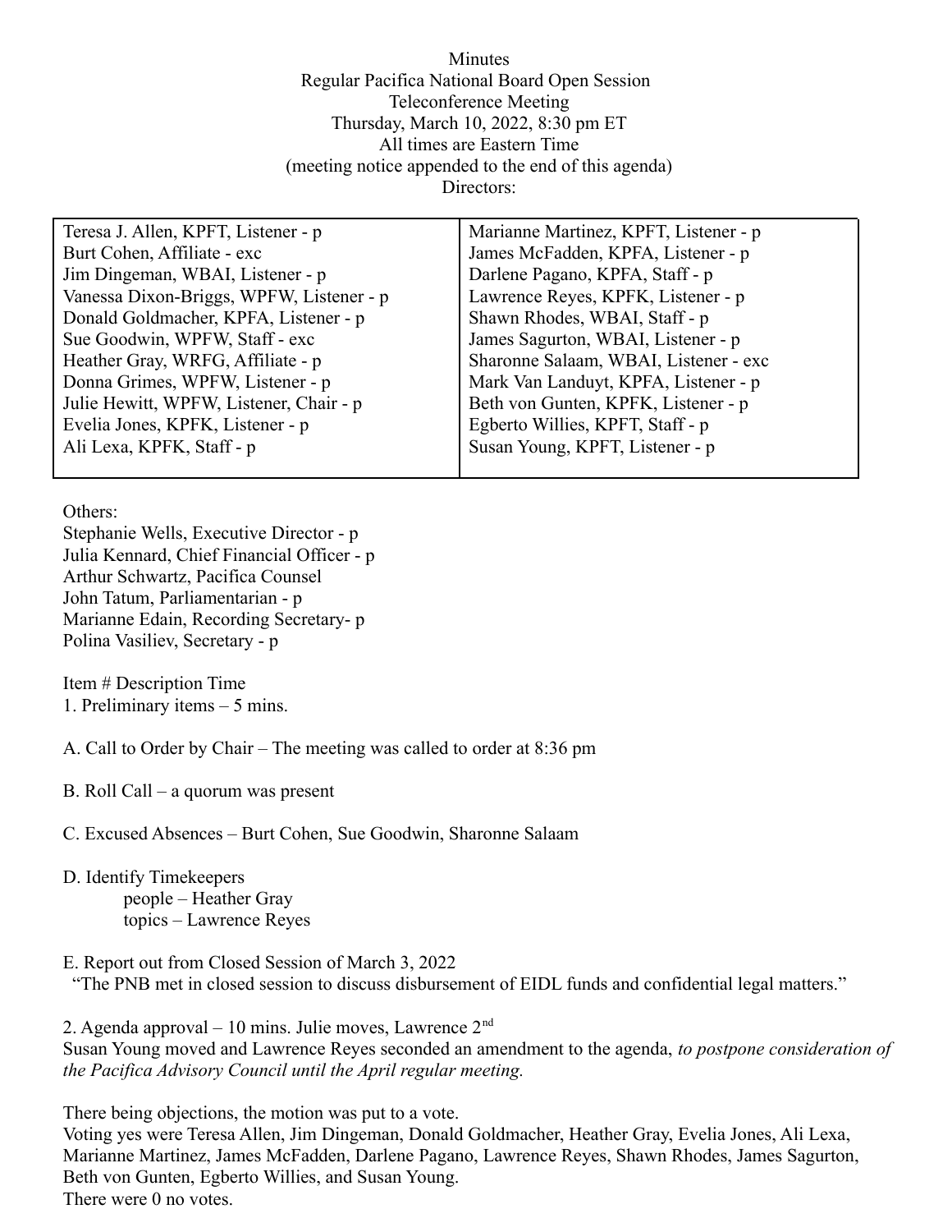Minutes
Regular Pacifica National Board Open Session
Teleconference Meeting
Thursday, March 10, 2022, 8:30 pm ET
All times are Eastern Time
(meeting notice appended to the end of this agenda)
Directors:

| | |
|---|---|
| Teresa J. Allen, KPFT, Listener - p | Marianne Martinez, KPFT, Listener - p |
| Burt Cohen, Affiliate - exc | James McFadden, KPFA, Listener - p |
| Jim Dingeman, WBAI, Listener - p | Darlene Pagano, KPFA, Staff - p |
| Vanessa Dixon-Briggs, WPFW, Listener - p | Lawrence Reyes, KPFK, Listener - p |
| Donald Goldmacher, KPFA, Listener - p | Shawn Rhodes, WBAI, Staff - p |
| Sue Goodwin, WPFW, Staff - exc | James Sagurton, WBAI, Listener - p |
| Heather Gray, WRFG, Affiliate - p | Sharonne Salaam, WBAI, Listener - exc |
| Donna Grimes, WPFW, Listener - p | Mark Van Landuyt, KPFA, Listener - p |
| Julie Hewitt, WPFW, Listener, Chair - p | Beth von Gunten, KPFK, Listener - p |
| Evelia Jones, KPFK, Listener - p | Egberto Willies, KPFT, Staff - p |
| Ali Lexa, KPFK, Staff - p | Susan Young, KPFT, Listener - p |

Others:
Stephanie Wells, Executive Director - p
Julia Kennard, Chief Financial Officer - p
Arthur Schwartz, Pacifica Counsel
John Tatum, Parliamentarian - p
Marianne Edain, Recording Secretary- p
Polina Vasiliev, Secretary - p

Item # Description Time
1. Preliminary items – 5 mins.

A. Call to Order by Chair – The meeting was called to order at 8:36 pm

B. Roll Call – a quorum was present

C. Excused Absences – Burt Cohen, Sue Goodwin, Sharonne Salaam

D. Identify Timekeepers
people – Heather Gray
topics – Lawrence Reyes

E. Report out from Closed Session of March 3, 2022
"The PNB met in closed session to discuss disbursement of EIDL funds and confidential legal matters."

2. Agenda approval – 10 mins. Julie moves, Lawrence 2nd
Susan Young moved and Lawrence Reyes seconded an amendment to the agenda, *to postpone consideration of the Pacifica Advisory Council until the April regular meeting.*

There being objections, the motion was put to a vote.
Voting yes were Teresa Allen, Jim Dingeman, Donald Goldmacher, Heather Gray, Evelia Jones, Ali Lexa, Marianne Martinez, James McFadden, Darlene Pagano, Lawrence Reyes, Shawn Rhodes, James Sagurton, Beth von Gunten, Egberto Willies, and Susan Young.
There were 0 no votes.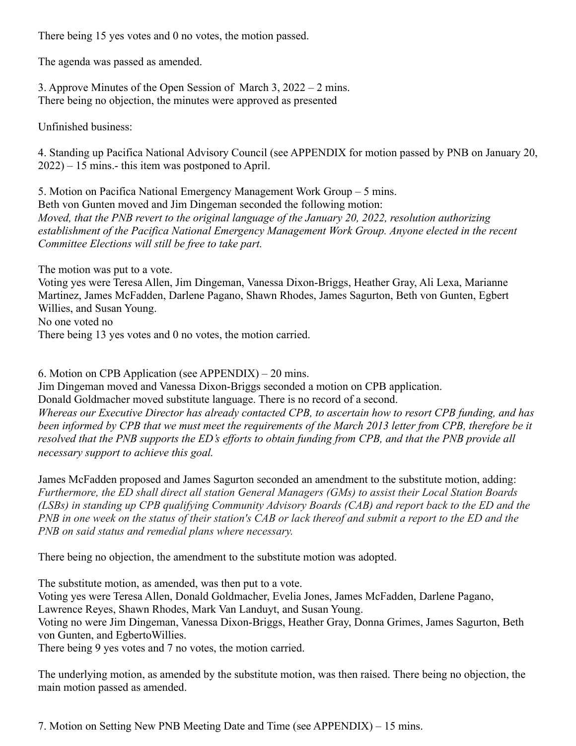There being 15 yes votes and 0 no votes, the motion passed.

The agenda was passed as amended.

3. Approve Minutes of the Open Session of March 3, 2022 – 2 mins.
There being no objection, the minutes were approved as presented

Unfinished business:

4. Standing up Pacifica National Advisory Council (see APPENDIX for motion passed by PNB on January 20, 2022) – 15 mins.- this item was postponed to April.

5. Motion on Pacifica National Emergency Management Work Group – 5 mins.
Beth von Gunten moved and Jim Dingeman seconded the following motion:
*Moved, that the PNB revert to the original language of the January 20, 2022, resolution authorizing establishment of the Pacifica National Emergency Management Work Group. Anyone elected in the recent Committee Elections will still be free to take part.*

The motion was put to a vote.
Voting yes were Teresa Allen, Jim Dingeman, Vanessa Dixon-Briggs, Heather Gray, Ali Lexa, Marianne Martinez, James McFadden, Darlene Pagano, Shawn Rhodes, James Sagurton, Beth von Gunten, Egbert Willies, and Susan Young.
No one voted no
There being 13 yes votes and 0 no votes, the motion carried.

6. Motion on CPB Application (see APPENDIX) – 20 mins.
Jim Dingeman moved and Vanessa Dixon-Briggs seconded a motion on CPB application.
Donald Goldmacher moved substitute language. There is no record of a second.
*Whereas our Executive Director has already contacted CPB, to ascertain how to resort CPB funding, and has been informed by CPB that we must meet the requirements of the March 2013 letter from CPB, therefore be it resolved that the PNB supports the ED's efforts to obtain funding from CPB, and that the PNB provide all necessary support to achieve this goal.*

James McFadden proposed and James Sagurton seconded an amendment to the substitute motion, adding:
*Furthermore, the ED shall direct all station General Managers (GMs) to assist their Local Station Boards (LSBs) in standing up CPB qualifying Community Advisory Boards (CAB) and report back to the ED and the PNB in one week on the status of their station's CAB or lack thereof and submit a report to the ED and the PNB on said status and remedial plans where necessary.*

There being no objection, the amendment to the substitute motion was adopted.

The substitute motion, as amended, was then put to a vote.
Voting yes were Teresa Allen, Donald Goldmacher, Evelia Jones, James McFadden, Darlene Pagano, Lawrence Reyes, Shawn Rhodes, Mark Van Landuyt, and Susan Young.
Voting no were Jim Dingeman, Vanessa Dixon-Briggs, Heather Gray, Donna Grimes, James Sagurton, Beth von Gunten, and EgbertoWillies.
There being 9 yes votes and 7 no votes, the motion carried.

The underlying motion, as amended by the substitute motion, was then raised. There being no objection, the main motion passed as amended.

7. Motion on Setting New PNB Meeting Date and Time (see APPENDIX) – 15 mins.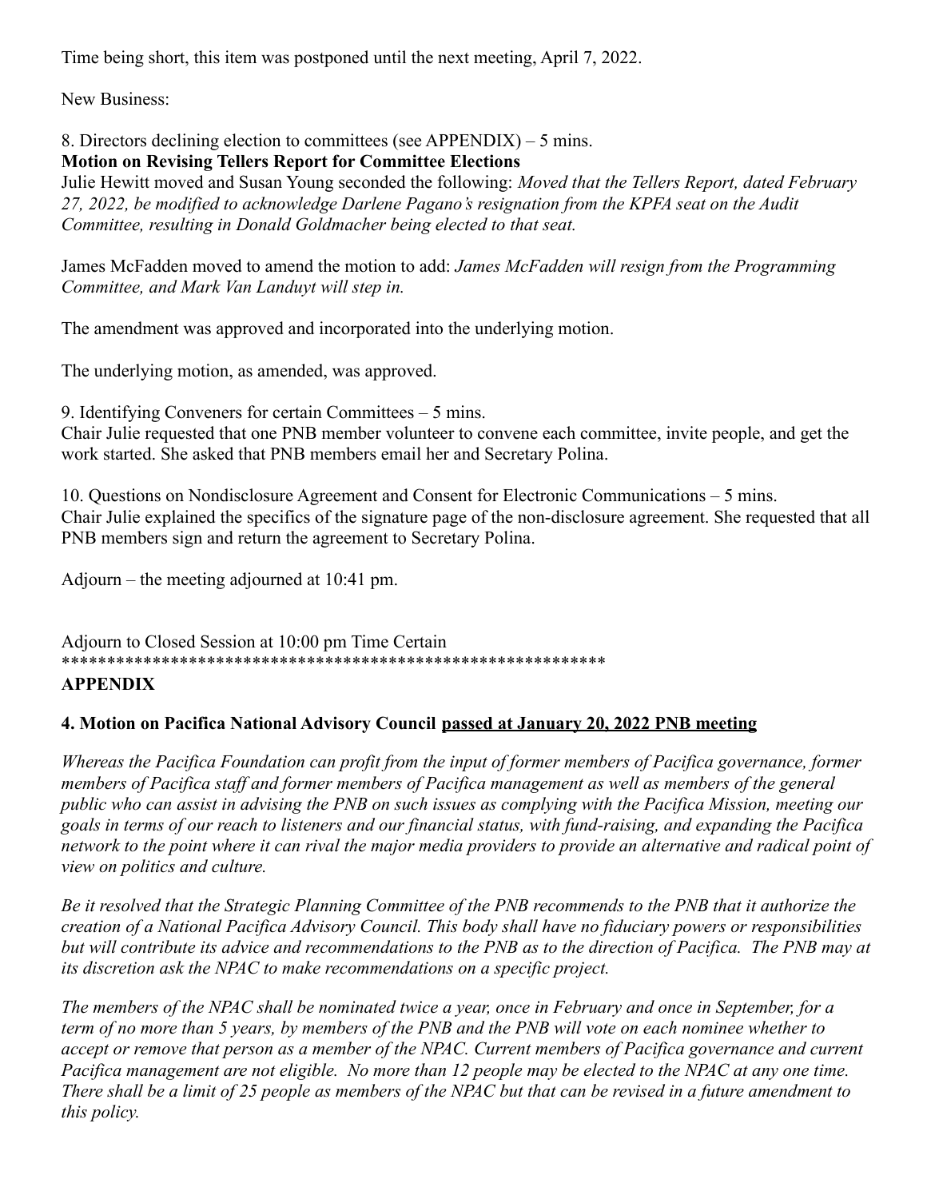Time being short, this item was postponed until the next meeting, April 7, 2022.

New Business:

8. Directors declining election to committees (see APPENDIX) – 5 mins.

**Motion on Revising Tellers Report for Committee Elections**

Julie Hewitt moved and Susan Young seconded the following: *Moved that the Tellers Report, dated February 27, 2022, be modified to acknowledge Darlene Pagano's resignation from the KPFA seat on the Audit Committee, resulting in Donald Goldmacher being elected to that seat.*

James McFadden moved to amend the motion to add: *James McFadden will resign from the Programming Committee, and Mark Van Landuyt will step in.*

The amendment was approved and incorporated into the underlying motion.

The underlying motion, as amended, was approved.

9. Identifying Conveners for certain Committees – 5 mins.

Chair Julie requested that one PNB member volunteer to convene each committee, invite people, and get the work started. She asked that PNB members email her and Secretary Polina.

10. Questions on Nondisclosure Agreement and Consent for Electronic Communications – 5 mins.

Chair Julie explained the specifics of the signature page of the non-disclosure agreement. She requested that all PNB members sign and return the agreement to Secretary Polina.

Adjourn – the meeting adjourned at 10:41 pm.

Adjourn to Closed Session at 10:00 pm Time Certain

************************************************************

**APPENDIX**

**4. Motion on Pacifica National Advisory Council passed at January 20, 2022 PNB meeting**

*Whereas the Pacifica Foundation can profit from the input of former members of Pacifica governance, former members of Pacifica staff and former members of Pacifica management as well as members of the general public who can assist in advising the PNB on such issues as complying with the Pacifica Mission, meeting our goals in terms of our reach to listeners and our financial status, with fund-raising, and expanding the Pacifica network to the point where it can rival the major media providers to provide an alternative and radical point of view on politics and culture.*

*Be it resolved that the Strategic Planning Committee of the PNB recommends to the PNB that it authorize the creation of a National Pacifica Advisory Council. This body shall have no fiduciary powers or responsibilities but will contribute its advice and recommendations to the PNB as to the direction of Pacifica. The PNB may at its discretion ask the NPAC to make recommendations on a specific project.*

*The members of the NPAC shall be nominated twice a year, once in February and once in September, for a term of no more than 5 years, by members of the PNB and the PNB will vote on each nominee whether to accept or remove that person as a member of the NPAC. Current members of Pacifica governance and current Pacifica management are not eligible. No more than 12 people may be elected to the NPAC at any one time. There shall be a limit of 25 people as members of the NPAC but that can be revised in a future amendment to this policy.*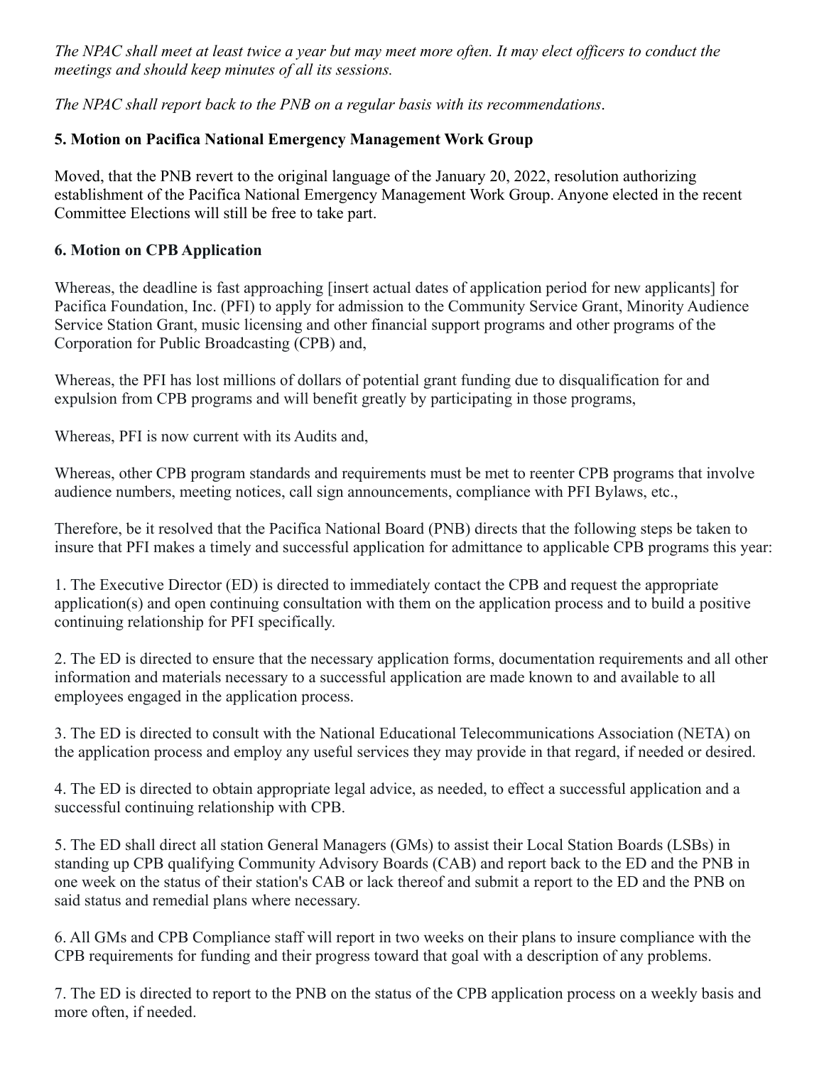*The NPAC shall meet at least twice a year but may meet more often. It may elect officers to conduct the meetings and should keep minutes of all its sessions.*

*The NPAC shall report back to the PNB on a regular basis with its recommendations*.

**5. Motion on Pacifica National Emergency Management Work Group**

Moved, that the PNB revert to the original language of the January 20, 2022, resolution authorizing establishment of the Pacifica National Emergency Management Work Group. Anyone elected in the recent Committee Elections will still be free to take part.

**6. Motion on CPB Application**

Whereas, the deadline is fast approaching [insert actual dates of application period for new applicants] for Pacifica Foundation, Inc. (PFI) to apply for admission to the Community Service Grant, Minority Audience Service Station Grant, music licensing and other financial support programs and other programs of the Corporation for Public Broadcasting (CPB) and,

Whereas, the PFI has lost millions of dollars of potential grant funding due to disqualification for and expulsion from CPB programs and will benefit greatly by participating in those programs,

Whereas, PFI is now current with its Audits and,

Whereas, other CPB program standards and requirements must be met to reenter CPB programs that involve audience numbers, meeting notices, call sign announcements, compliance with PFI Bylaws, etc.,

Therefore, be it resolved that the Pacifica National Board (PNB) directs that the following steps be taken to insure that PFI makes a timely and successful application for admittance to applicable CPB programs this year:

1. The Executive Director (ED) is directed to immediately contact the CPB and request the appropriate application(s) and open continuing consultation with them on the application process and to build a positive continuing relationship for PFI specifically.

2. The ED is directed to ensure that the necessary application forms, documentation requirements and all other information and materials necessary to a successful application are made known to and available to all employees engaged in the application process.

3. The ED is directed to consult with the National Educational Telecommunications Association (NETA) on the application process and employ any useful services they may provide in that regard, if needed or desired.

4. The ED is directed to obtain appropriate legal advice, as needed, to effect a successful application and a successful continuing relationship with CPB.

5. The ED shall direct all station General Managers (GMs) to assist their Local Station Boards (LSBs) in standing up CPB qualifying Community Advisory Boards (CAB) and report back to the ED and the PNB in one week on the status of their station's CAB or lack thereof and submit a report to the ED and the PNB on said status and remedial plans where necessary.

6. All GMs and CPB Compliance staff will report in two weeks on their plans to insure compliance with the CPB requirements for funding and their progress toward that goal with a description of any problems.

7. The ED is directed to report to the PNB on the status of the CPB application process on a weekly basis and more often, if needed.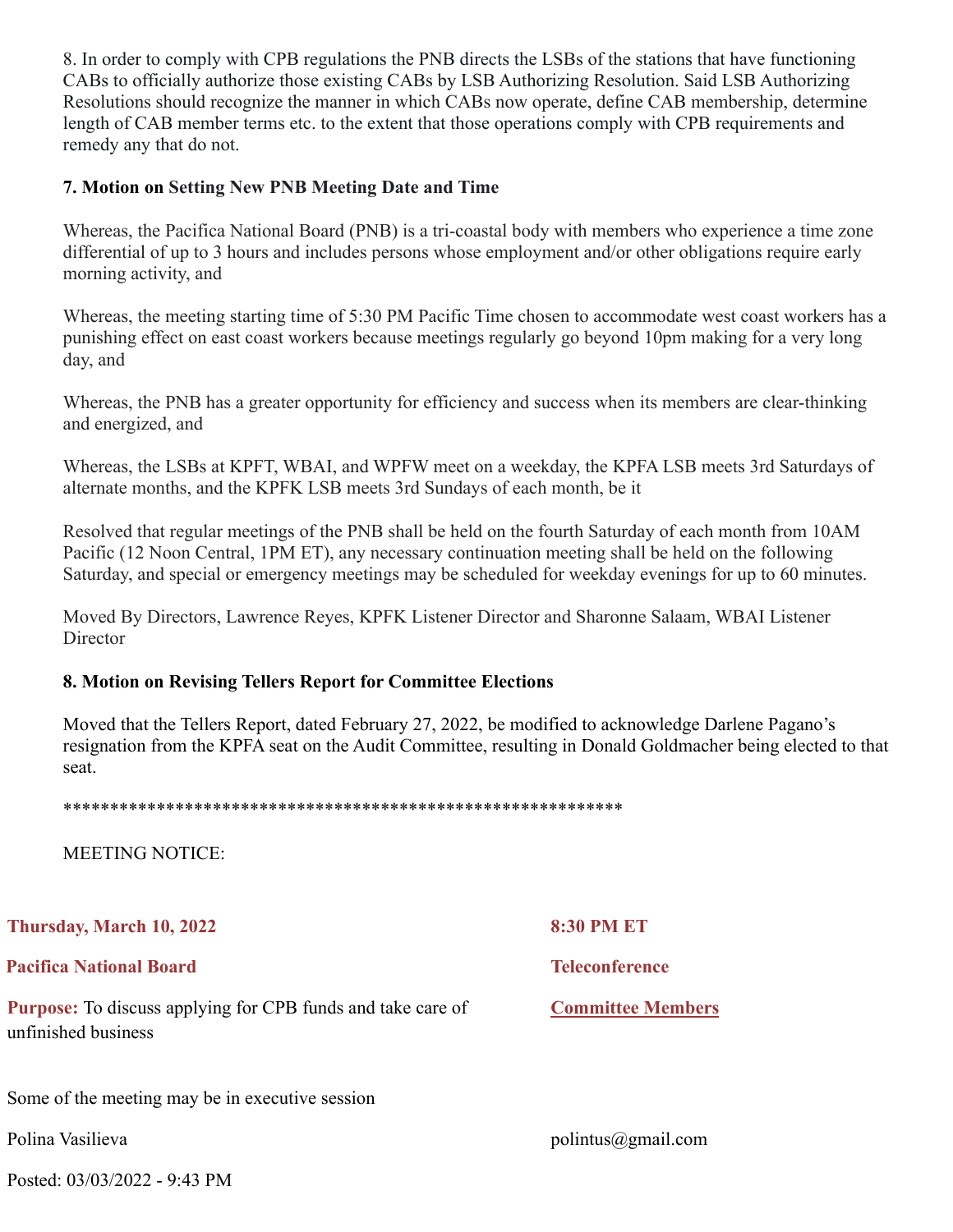8. In order to comply with CPB regulations the PNB directs the LSBs of the stations that have functioning CABs to officially authorize those existing CABs by LSB Authorizing Resolution. Said LSB Authorizing Resolutions should recognize the manner in which CABs now operate, define CAB membership, determine length of CAB member terms etc. to the extent that those operations comply with CPB requirements and remedy any that do not.

**7. Motion on Setting New PNB Meeting Date and Time**

Whereas, the Pacifica National Board (PNB) is a tri-coastal body with members who experience a time zone differential of up to 3 hours and includes persons whose employment and/or other obligations require early morning activity, and

Whereas, the meeting starting time of 5:30 PM Pacific Time chosen to accommodate west coast workers has a punishing effect on east coast workers because meetings regularly go beyond 10pm making for a very long day, and

Whereas, the PNB has a greater opportunity for efficiency and success when its members are clear-thinking and energized, and

Whereas, the LSBs at KPFT, WBAI, and WPFW meet on a weekday, the KPFA LSB meets 3rd Saturdays of alternate months, and the KPFK LSB meets 3rd Sundays of each month, be it

Resolved that regular meetings of the PNB shall be held on the fourth Saturday of each month from 10AM Pacific (12 Noon Central, 1PM ET), any necessary continuation meeting shall be held on the following Saturday, and special or emergency meetings may be scheduled for weekday evenings for up to 60 minutes.

Moved By Directors, Lawrence Reyes, KPFK Listener Director and Sharonne Salaam, WBAI Listener Director

**8. Motion on Revising Tellers Report for Committee Elections**

Moved that the Tellers Report, dated February 27, 2022, be modified to acknowledge Darlene Pagano's resignation from the KPFA seat on the Audit Committee, resulting in Donald Goldmacher being elected to that seat.

*************************************************************

MEETING NOTICE:

**Thursday, March 10, 2022** — **8:30 PM ET**

**Pacifica National Board** — **Teleconference**

**Purpose:** To discuss applying for CPB funds and take care of unfinished business — **Committee Members**

Some of the meeting may be in executive session

Polina Vasilieva — polintus@gmail.com

Posted: 03/03/2022 - 9:43 PM